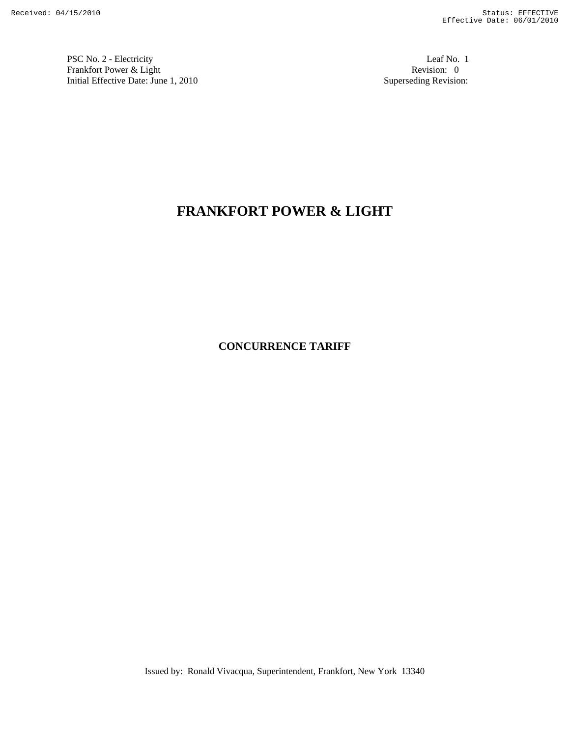PSC No. 2 - Electricity
Frankfort Power & Light
Initial Effective Date: June 1, 2010

Leaf No. 1
Revision: 0
Superseding Revision:

# FRANKFORT POWER & LIGHT

## CONCURRENCE TARIFF

Issued by: Ronald Vivacqua, Superintendent, Frankfort, New York 13340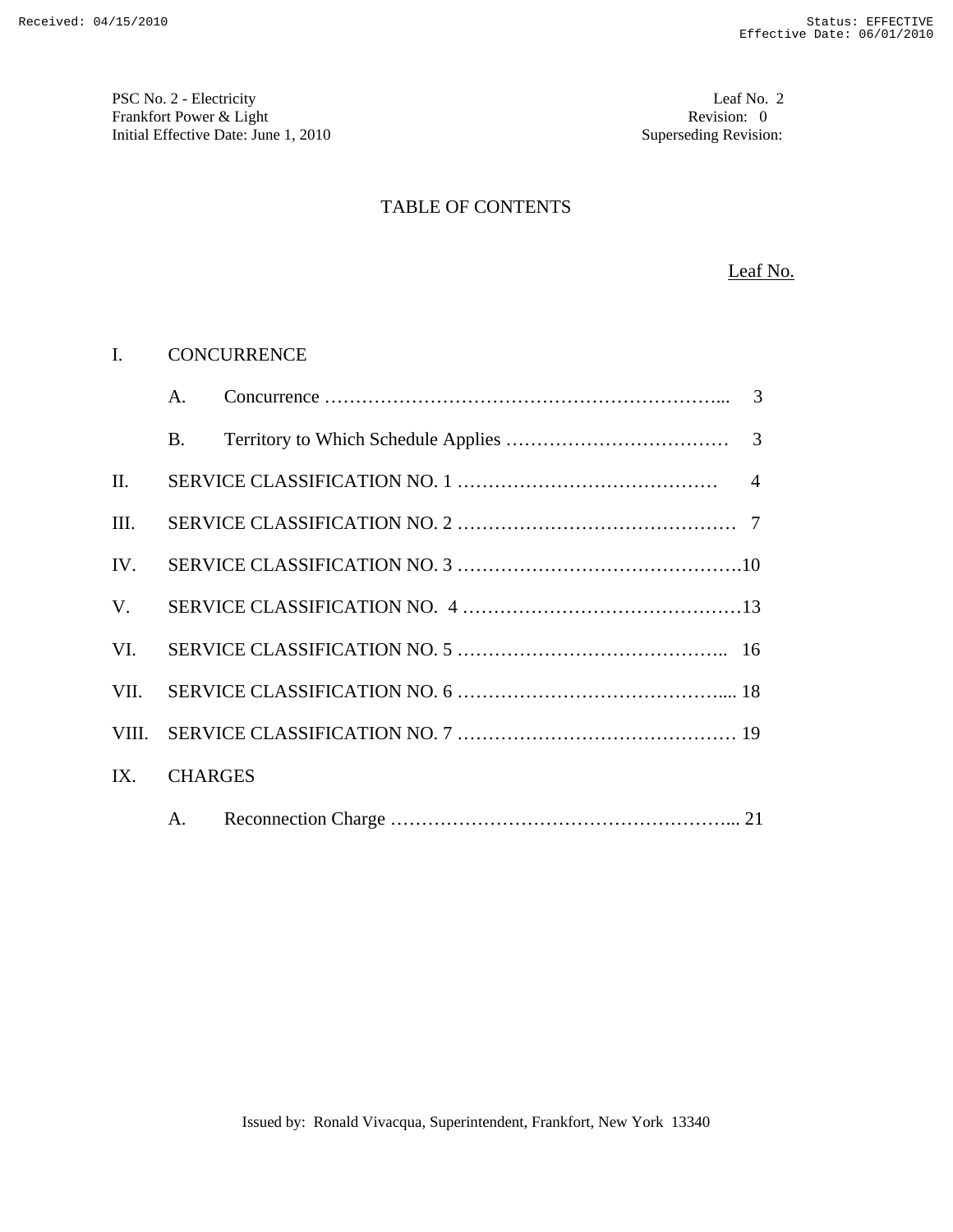# TABLE OF CONTENTS

| | | Leaf No. |
|---|---|---|
| I. | CONCURRENCE | |
| | A. Concurrence | 3 |
| | B. Territory to Which Schedule Applies | 3 |
| II. | SERVICE CLASSIFICATION NO. 1 | 4 |
| III. | SERVICE CLASSIFICATION NO. 2 | 7 |
| IV. | SERVICE CLASSIFICATION NO. 3 | 10 |
| V. | SERVICE CLASSIFICATION NO. 4 | 13 |
| VI. | SERVICE CLASSIFICATION NO. 5 | 16 |
| VII. | SERVICE CLASSIFICATION NO. 6 | 18 |
| VIII. | SERVICE CLASSIFICATION NO. 7 | 19 |
| IX. | CHARGES | |
| | A. Reconnection Charge | 21 |

Issued by: Ronald Vivacqua, Superintendent, Frankfort, New York 13340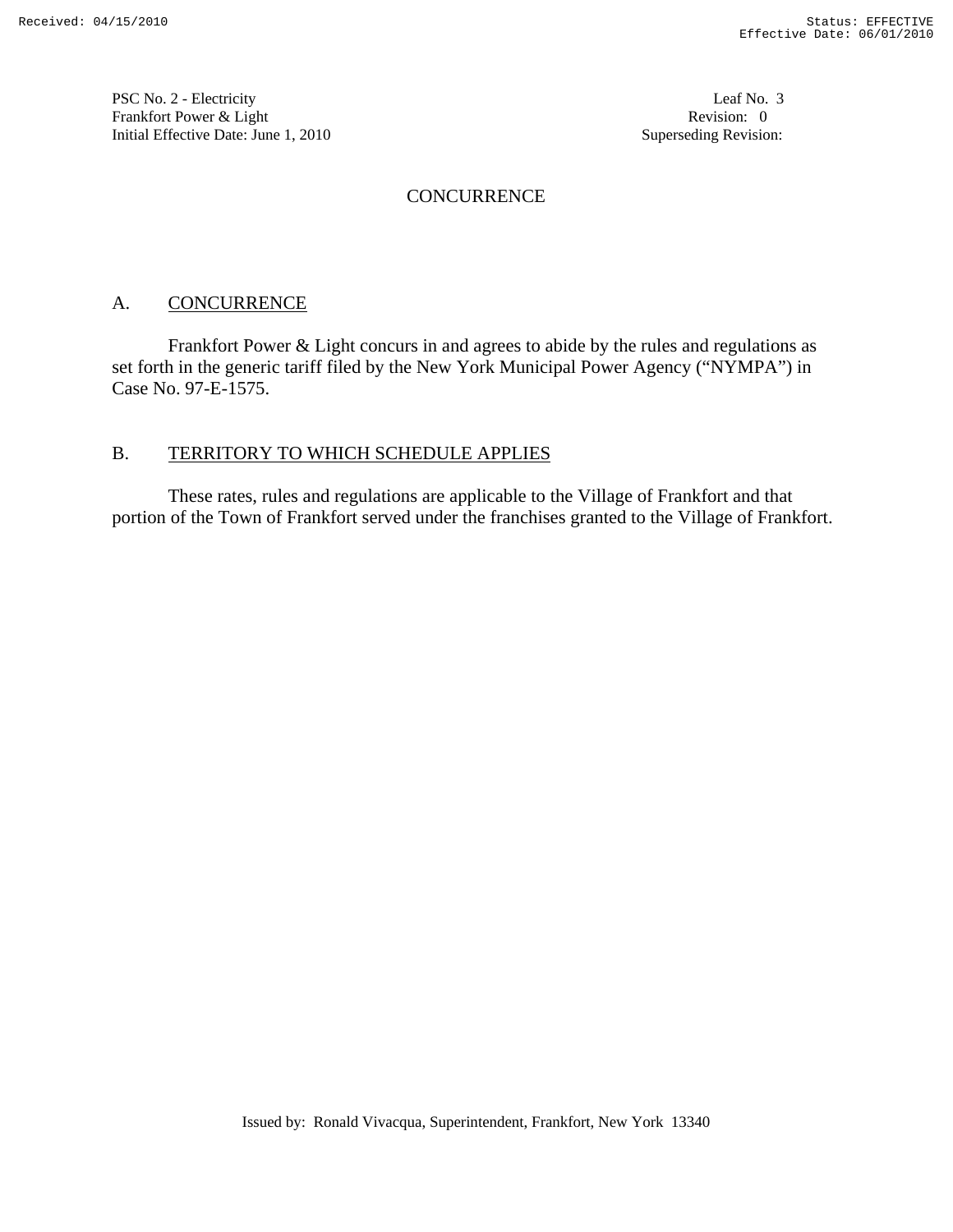# CONCURRENCE

## A. CONCURRENCE

Frankfort Power & Light concurs in and agrees to abide by the rules and regulations as set forth in the generic tariff filed by the New York Municipal Power Agency ("NYMPA") in Case No. 97-E-1575.

## B. TERRITORY TO WHICH SCHEDULE APPLIES

These rates, rules and regulations are applicable to the Village of Frankfort and that portion of the Town of Frankfort served under the franchises granted to the Village of Frankfort.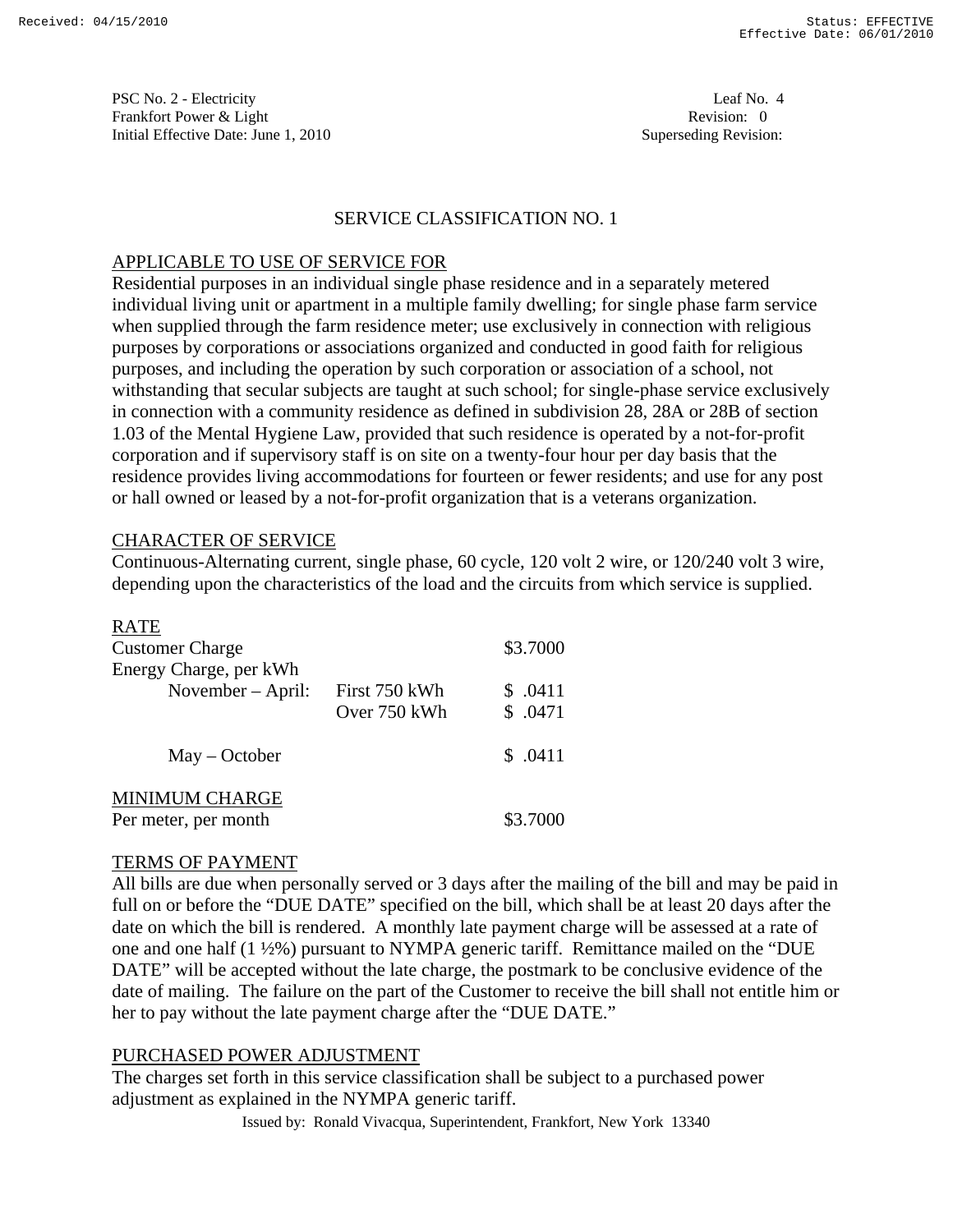PSC No. 2 - Electricity
Frankfort Power & Light
Initial Effective Date: June 1, 2010

Leaf No. 4
Revision: 0
Superseding Revision:

## SERVICE CLASSIFICATION NO. 1

### APPLICABLE TO USE OF SERVICE FOR

Residential purposes in an individual single phase residence and in a separately metered individual living unit or apartment in a multiple family dwelling; for single phase farm service when supplied through the farm residence meter; use exclusively in connection with religious purposes by corporations or associations organized and conducted in good faith for religious purposes, and including the operation by such corporation or association of a school, not withstanding that secular subjects are taught at such school; for single-phase service exclusively in connection with a community residence as defined in subdivision 28, 28A or 28B of section 1.03 of the Mental Hygiene Law, provided that such residence is operated by a not-for-profit corporation and if supervisory staff is on site on a twenty-four hour per day basis that the residence provides living accommodations for fourteen or fewer residents; and use for any post or hall owned or leased by a not-for-profit organization that is a veterans organization.

### CHARACTER OF SERVICE

Continuous-Alternating current, single phase, 60 cycle, 120 volt 2 wire, or 120/240 volt 3 wire, depending upon the characteristics of the load and the circuits from which service is supplied.

### RATE

| | | |
|---|---|---|
| Customer Charge | | $3.7000 |
| Energy Charge, per kWh | | |
| November – April: | First 750 kWh | $ .0411 |
| | Over 750 kWh | $ .0471 |
| May – October | | $ .0411 |

### MINIMUM CHARGE

| | |
|---|---|
| Per meter, per month | $3.7000 |

### TERMS OF PAYMENT

All bills are due when personally served or 3 days after the mailing of the bill and may be paid in full on or before the "DUE DATE" specified on the bill, which shall be at least 20 days after the date on which the bill is rendered. A monthly late payment charge will be assessed at a rate of one and one half (1 ½%) pursuant to NYMPA generic tariff. Remittance mailed on the "DUE DATE" will be accepted without the late charge, the postmark to be conclusive evidence of the date of mailing. The failure on the part of the Customer to receive the bill shall not entitle him or her to pay without the late payment charge after the "DUE DATE."

### PURCHASED POWER ADJUSTMENT

The charges set forth in this service classification shall be subject to a purchased power adjustment as explained in the NYMPA generic tariff.

Issued by: Ronald Vivacqua, Superintendent, Frankfort, New York 13340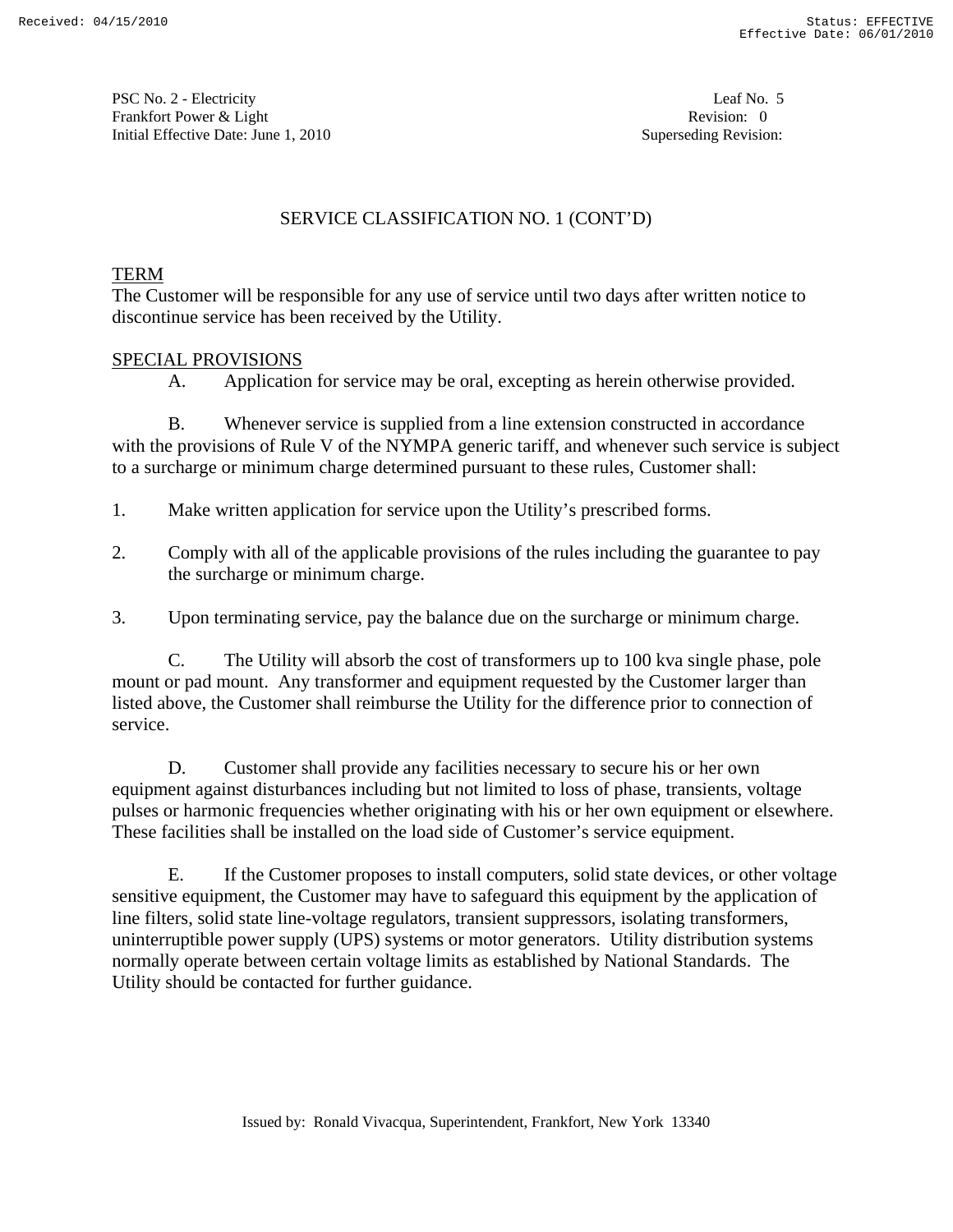PSC No. 2 - Electricity
Frankfort Power & Light
Initial Effective Date: June 1, 2010

Leaf No. 5
Revision: 0
Superseding Revision:

## SERVICE CLASSIFICATION NO. 1 (CONT'D)

### TERM

The Customer will be responsible for any use of service until two days after written notice to discontinue service has been received by the Utility.

### SPECIAL PROVISIONS

A. Application for service may be oral, excepting as herein otherwise provided.

B. Whenever service is supplied from a line extension constructed in accordance with the provisions of Rule V of the NYMPA generic tariff, and whenever such service is subject to a surcharge or minimum charge determined pursuant to these rules, Customer shall:

1. Make written application for service upon the Utility's prescribed forms.
2. Comply with all of the applicable provisions of the rules including the guarantee to pay the surcharge or minimum charge.
3. Upon terminating service, pay the balance due on the surcharge or minimum charge.

C. The Utility will absorb the cost of transformers up to 100 kva single phase, pole mount or pad mount. Any transformer and equipment requested by the Customer larger than listed above, the Customer shall reimburse the Utility for the difference prior to connection of service.

D. Customer shall provide any facilities necessary to secure his or her own equipment against disturbances including but not limited to loss of phase, transients, voltage pulses or harmonic frequencies whether originating with his or her own equipment or elsewhere. These facilities shall be installed on the load side of Customer's service equipment.

E. If the Customer proposes to install computers, solid state devices, or other voltage sensitive equipment, the Customer may have to safeguard this equipment by the application of line filters, solid state line-voltage regulators, transient suppressors, isolating transformers, uninterruptible power supply (UPS) systems or motor generators. Utility distribution systems normally operate between certain voltage limits as established by National Standards. The Utility should be contacted for further guidance.

Issued by: Ronald Vivacqua, Superintendent, Frankfort, New York 13340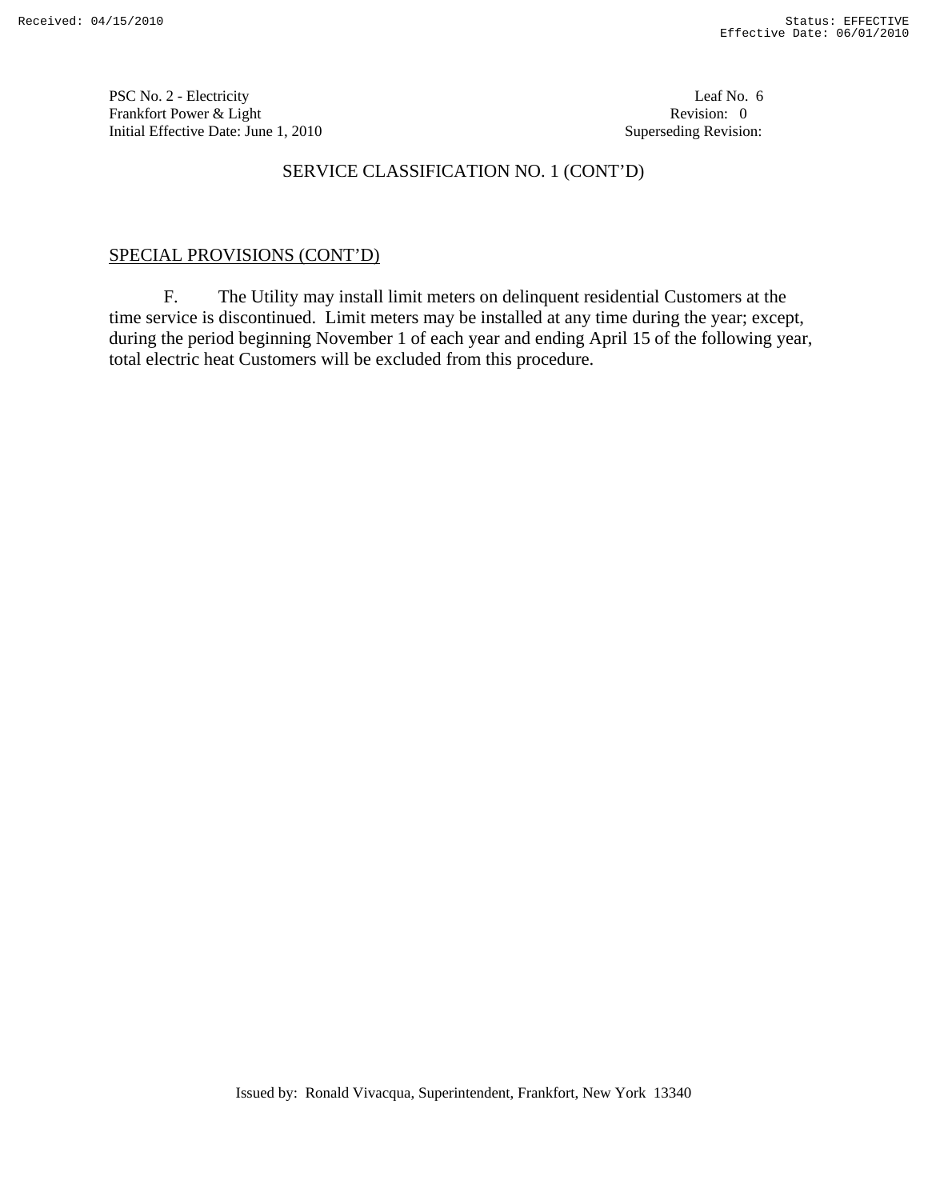PSC No. 2 - Electricity
Frankfort Power & Light
Initial Effective Date: June 1, 2010

Leaf No. 6
Revision: 0
Superseding Revision:

## SERVICE CLASSIFICATION NO. 1 (CONT'D)

### SPECIAL PROVISIONS (CONT'D)

F. The Utility may install limit meters on delinquent residential Customers at the time service is discontinued. Limit meters may be installed at any time during the year; except, during the period beginning November 1 of each year and ending April 15 of the following year, total electric heat Customers will be excluded from this procedure.

Issued by: Ronald Vivacqua, Superintendent, Frankfort, New York 13340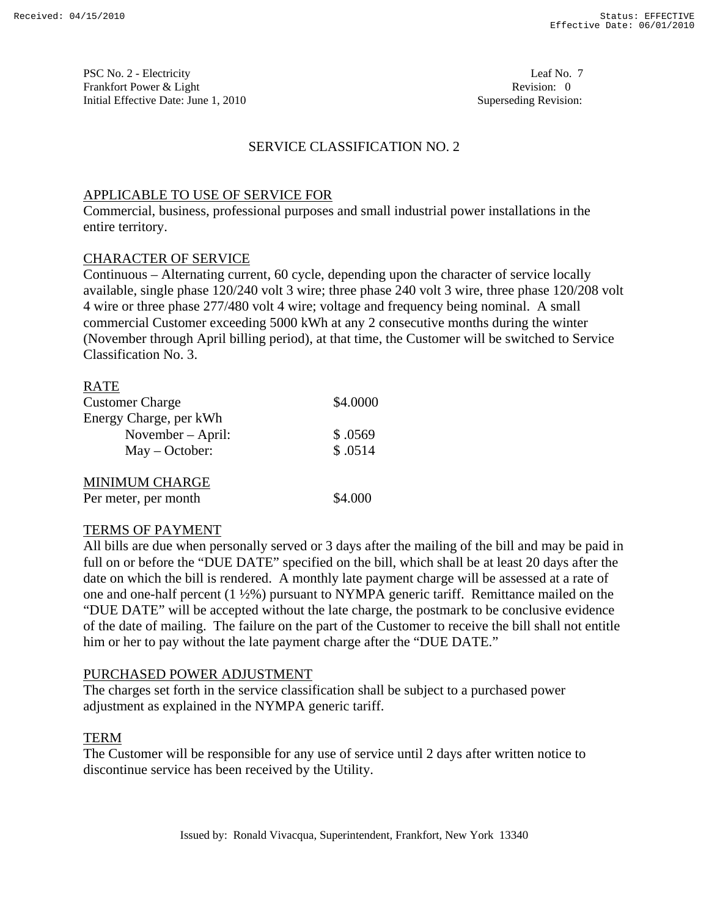PSC No. 2 - Electricity
Frankfort Power & Light
Initial Effective Date: June 1, 2010

Leaf No. 7
Revision: 0
Superseding Revision:

# SERVICE CLASSIFICATION NO. 2

## APPLICABLE TO USE OF SERVICE FOR

Commercial, business, professional purposes and small industrial power installations in the entire territory.

## CHARACTER OF SERVICE

Continuous – Alternating current, 60 cycle, depending upon the character of service locally available, single phase 120/240 volt 3 wire; three phase 240 volt 3 wire, three phase 120/208 volt 4 wire or three phase 277/480 volt 4 wire; voltage and frequency being nominal. A small commercial Customer exceeding 5000 kWh at any 2 consecutive months during the winter (November through April billing period), at that time, the Customer will be switched to Service Classification No. 3.

## RATE

| | |
|---|---|
| Customer Charge | $4.0000 |
| Energy Charge, per kWh | |
| November – April: | $ .0569 |
| May – October: | $ .0514 |

## MINIMUM CHARGE

| | |
|---|---|
| Per meter, per month | $4.000 |

## TERMS OF PAYMENT

All bills are due when personally served or 3 days after the mailing of the bill and may be paid in full on or before the "DUE DATE" specified on the bill, which shall be at least 20 days after the date on which the bill is rendered. A monthly late payment charge will be assessed at a rate of one and one-half percent (1 ½%) pursuant to NYMPA generic tariff. Remittance mailed on the "DUE DATE" will be accepted without the late charge, the postmark to be conclusive evidence of the date of mailing. The failure on the part of the Customer to receive the bill shall not entitle him or her to pay without the late payment charge after the "DUE DATE."

## PURCHASED POWER ADJUSTMENT

The charges set forth in the service classification shall be subject to a purchased power adjustment as explained in the NYMPA generic tariff.

## TERM

The Customer will be responsible for any use of service until 2 days after written notice to discontinue service has been received by the Utility.

Issued by: Ronald Vivacqua, Superintendent, Frankfort, New York 13340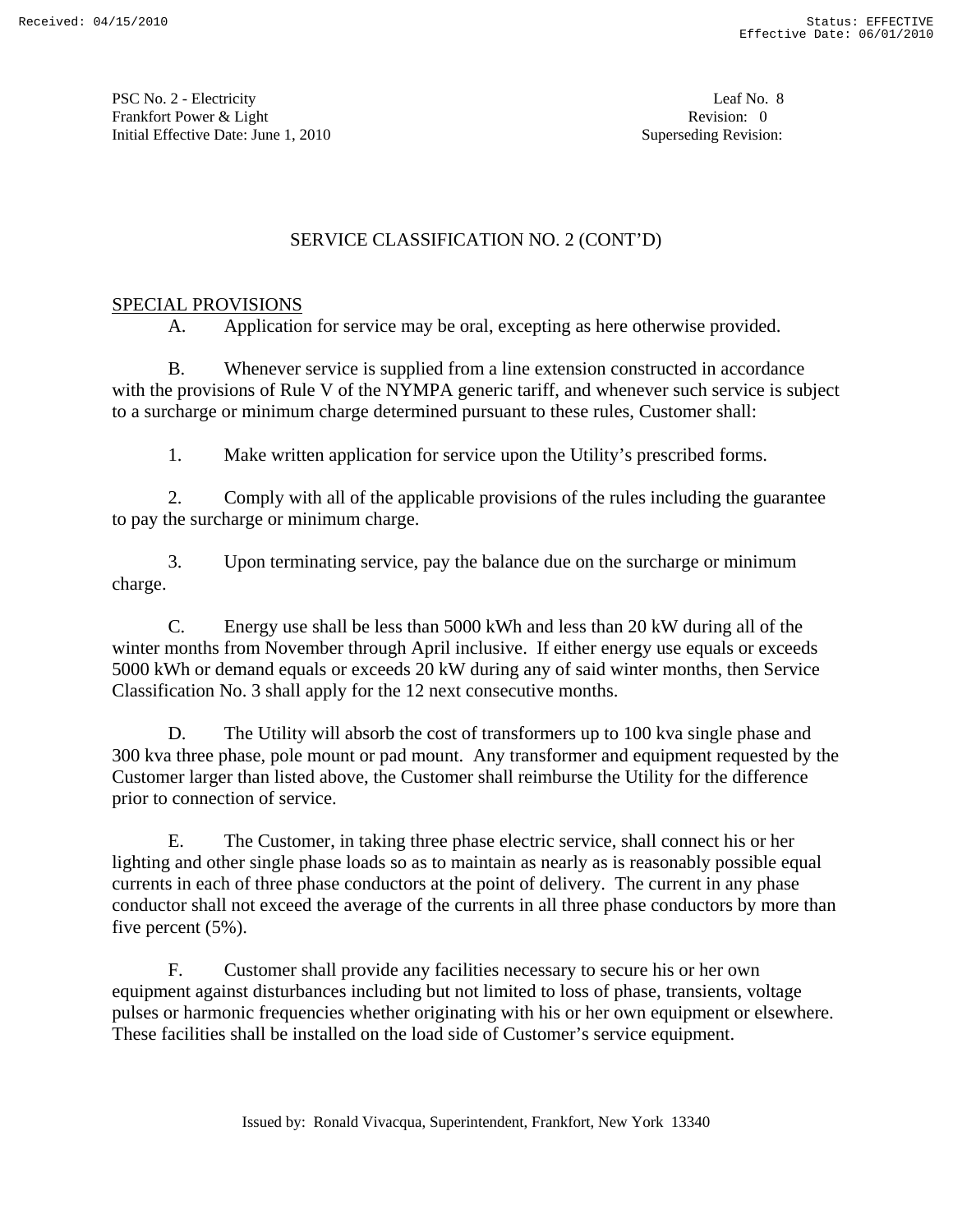PSC No. 2 - Electricity
Frankfort Power & Light
Initial Effective Date: June 1, 2010

Leaf No. 8
Revision: 0
Superseding Revision:

## SERVICE CLASSIFICATION NO. 2 (CONT'D)

SPECIAL PROVISIONS

A. Application for service may be oral, excepting as here otherwise provided.

B. Whenever service is supplied from a line extension constructed in accordance with the provisions of Rule V of the NYMPA generic tariff, and whenever such service is subject to a surcharge or minimum charge determined pursuant to these rules, Customer shall:

1. Make written application for service upon the Utility's prescribed forms.

2. Comply with all of the applicable provisions of the rules including the guarantee to pay the surcharge or minimum charge.

3. Upon terminating service, pay the balance due on the surcharge or minimum charge.

C. Energy use shall be less than 5000 kWh and less than 20 kW during all of the winter months from November through April inclusive. If either energy use equals or exceeds 5000 kWh or demand equals or exceeds 20 kW during any of said winter months, then Service Classification No. 3 shall apply for the 12 next consecutive months.

D. The Utility will absorb the cost of transformers up to 100 kva single phase and 300 kva three phase, pole mount or pad mount. Any transformer and equipment requested by the Customer larger than listed above, the Customer shall reimburse the Utility for the difference prior to connection of service.

E. The Customer, in taking three phase electric service, shall connect his or her lighting and other single phase loads so as to maintain as nearly as is reasonably possible equal currents in each of three phase conductors at the point of delivery. The current in any phase conductor shall not exceed the average of the currents in all three phase conductors by more than five percent (5%).

F. Customer shall provide any facilities necessary to secure his or her own equipment against disturbances including but not limited to loss of phase, transients, voltage pulses or harmonic frequencies whether originating with his or her own equipment or elsewhere. These facilities shall be installed on the load side of Customer's service equipment.

Issued by: Ronald Vivacqua, Superintendent, Frankfort, New York 13340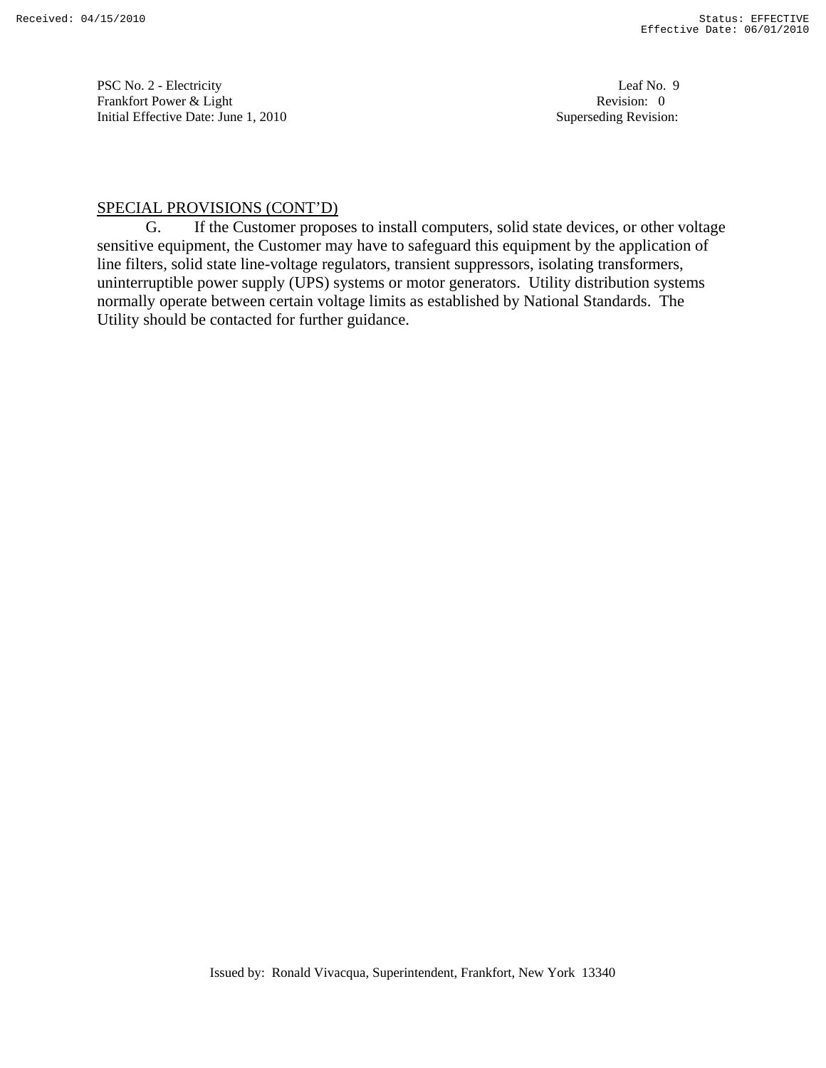SPECIAL PROVISIONS (CONT'D)

G. If the Customer proposes to install computers, solid state devices, or other voltage sensitive equipment, the Customer may have to safeguard this equipment by the application of line filters, solid state line-voltage regulators, transient suppressors, isolating transformers, uninterruptible power supply (UPS) systems or motor generators. Utility distribution systems normally operate between certain voltage limits as established by National Standards. The Utility should be contacted for further guidance.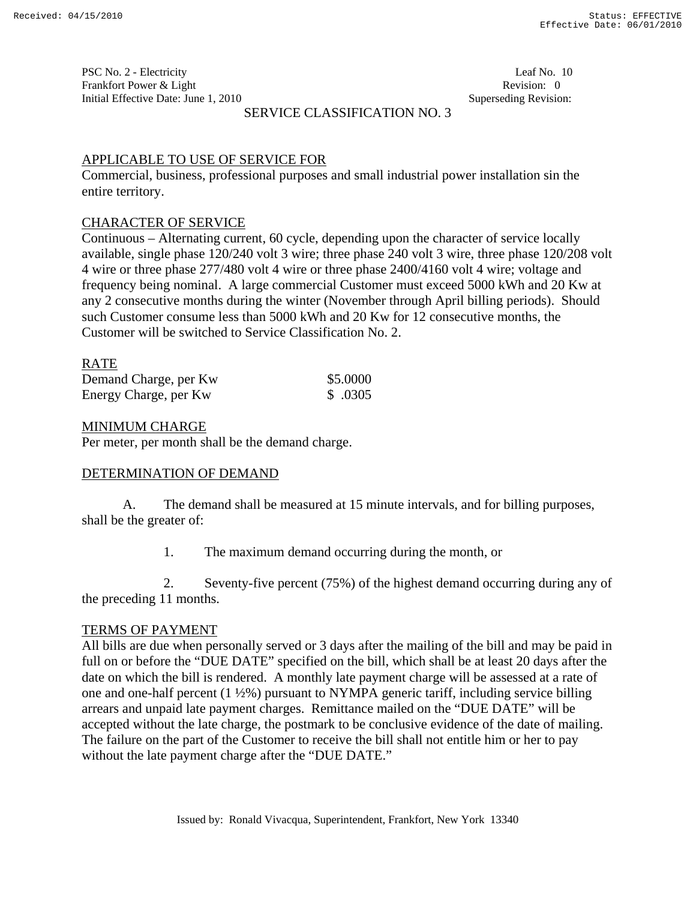PSC No. 2 - Electricity
Frankfort Power & Light
Initial Effective Date: June 1, 2010

Leaf No. 10
Revision: 0
Superseding Revision:

## SERVICE CLASSIFICATION NO. 3

### APPLICABLE TO USE OF SERVICE FOR

Commercial, business, professional purposes and small industrial power installation sin the entire territory.

### CHARACTER OF SERVICE

Continuous – Alternating current, 60 cycle, depending upon the character of service locally available, single phase 120/240 volt 3 wire; three phase 240 volt 3 wire, three phase 120/208 volt 4 wire or three phase 277/480 volt 4 wire or three phase 2400/4160 volt 4 wire; voltage and frequency being nominal. A large commercial Customer must exceed 5000 kWh and 20 Kw at any 2 consecutive months during the winter (November through April billing periods). Should such Customer consume less than 5000 kWh and 20 Kw for 12 consecutive months, the Customer will be switched to Service Classification No. 2.

### RATE

| | |
|---|---|
| Demand Charge, per Kw | $5.0000 |
| Energy Charge, per Kw | $ .0305 |

### MINIMUM CHARGE

Per meter, per month shall be the demand charge.

### DETERMINATION OF DEMAND

A. The demand shall be measured at 15 minute intervals, and for billing purposes, shall be the greater of:

1. The maximum demand occurring during the month, or

2. Seventy-five percent (75%) of the highest demand occurring during any of the preceding 11 months.

### TERMS OF PAYMENT

All bills are due when personally served or 3 days after the mailing of the bill and may be paid in full on or before the “DUE DATE” specified on the bill, which shall be at least 20 days after the date on which the bill is rendered. A monthly late payment charge will be assessed at a rate of one and one-half percent (1 ½%) pursuant to NYMPA generic tariff, including service billing arrears and unpaid late payment charges. Remittance mailed on the “DUE DATE” will be accepted without the late charge, the postmark to be conclusive evidence of the date of mailing. The failure on the part of the Customer to receive the bill shall not entitle him or her to pay without the late payment charge after the “DUE DATE.”

Issued by: Ronald Vivacqua, Superintendent, Frankfort, New York 13340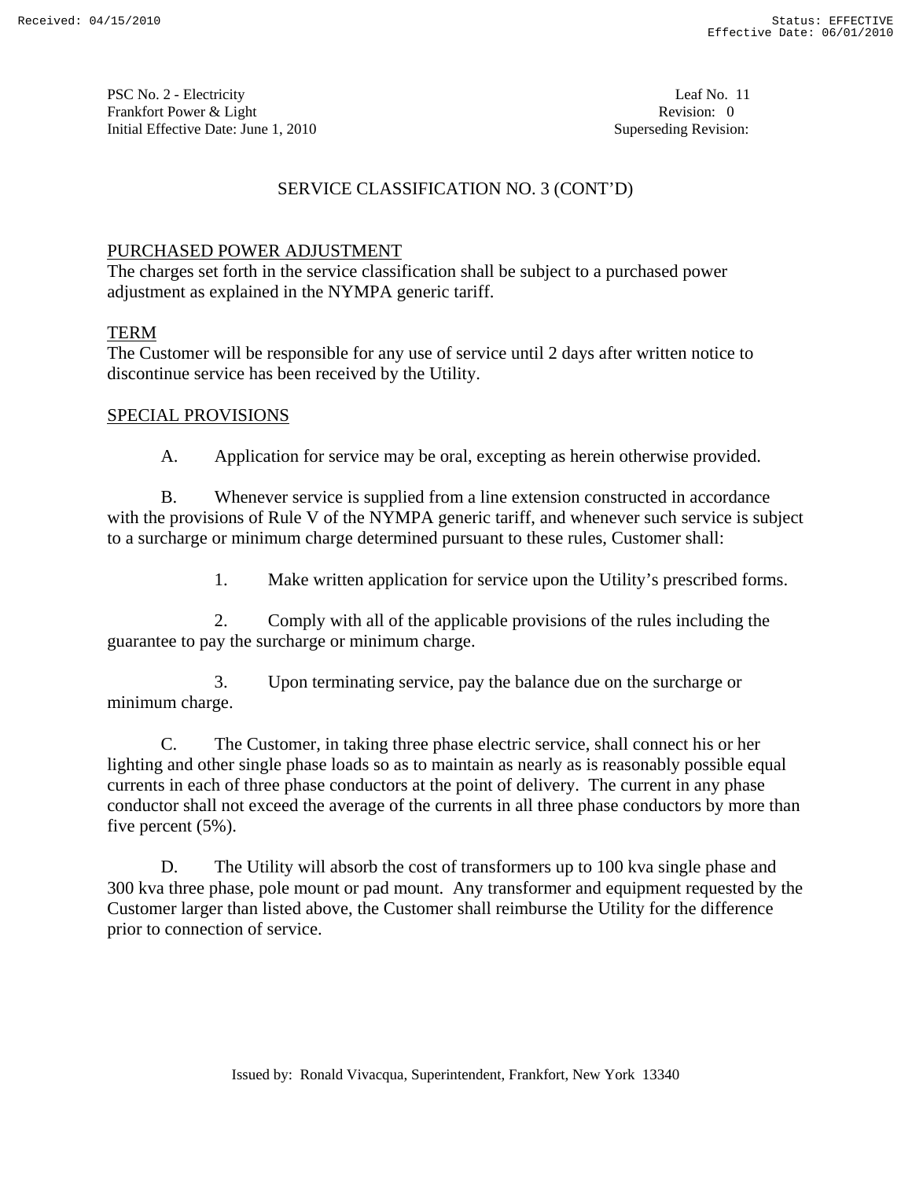# SERVICE CLASSIFICATION NO. 3 (CONT'D)

## PURCHASED POWER ADJUSTMENT

The charges set forth in the service classification shall be subject to a purchased power adjustment as explained in the NYMPA generic tariff.

## TERM

The Customer will be responsible for any use of service until 2 days after written notice to discontinue service has been received by the Utility.

## SPECIAL PROVISIONS

A. Application for service may be oral, excepting as herein otherwise provided.

B. Whenever service is supplied from a line extension constructed in accordance with the provisions of Rule V of the NYMPA generic tariff, and whenever such service is subject to a surcharge or minimum charge determined pursuant to these rules, Customer shall:

1. Make written application for service upon the Utility's prescribed forms.

2. Comply with all of the applicable provisions of the rules including the guarantee to pay the surcharge or minimum charge.

3. Upon terminating service, pay the balance due on the surcharge or minimum charge.

C. The Customer, in taking three phase electric service, shall connect his or her lighting and other single phase loads so as to maintain as nearly as is reasonably possible equal currents in each of three phase conductors at the point of delivery. The current in any phase conductor shall not exceed the average of the currents in all three phase conductors by more than five percent (5%).

D. The Utility will absorb the cost of transformers up to 100 kva single phase and 300 kva three phase, pole mount or pad mount. Any transformer and equipment requested by the Customer larger than listed above, the Customer shall reimburse the Utility for the difference prior to connection of service.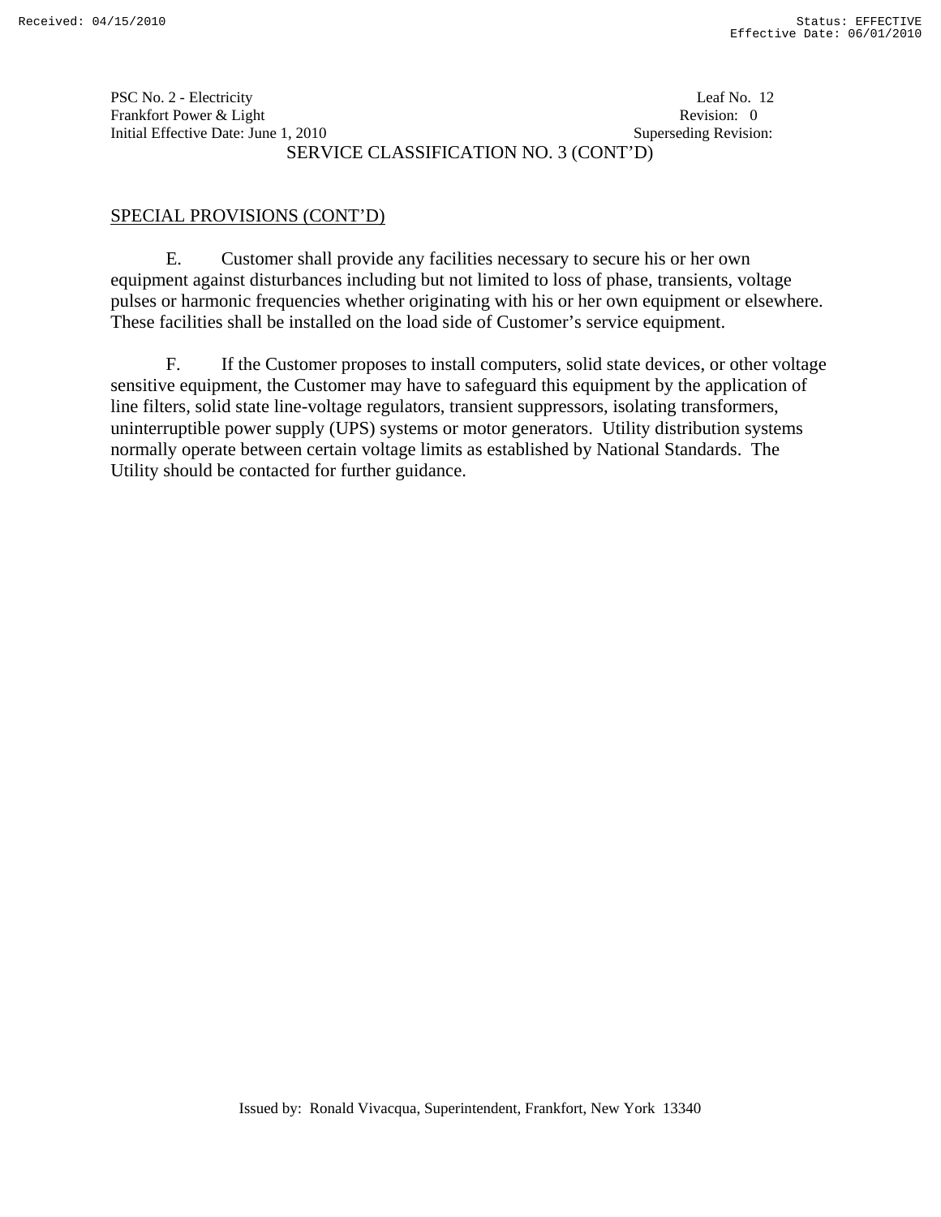SERVICE CLASSIFICATION NO. 3 (CONT'D)

SPECIAL PROVISIONS (CONT'D)

E. Customer shall provide any facilities necessary to secure his or her own equipment against disturbances including but not limited to loss of phase, transients, voltage pulses or harmonic frequencies whether originating with his or her own equipment or elsewhere. These facilities shall be installed on the load side of Customer's service equipment.

F. If the Customer proposes to install computers, solid state devices, or other voltage sensitive equipment, the Customer may have to safeguard this equipment by the application of line filters, solid state line-voltage regulators, transient suppressors, isolating transformers, uninterruptible power supply (UPS) systems or motor generators. Utility distribution systems normally operate between certain voltage limits as established by National Standards. The Utility should be contacted for further guidance.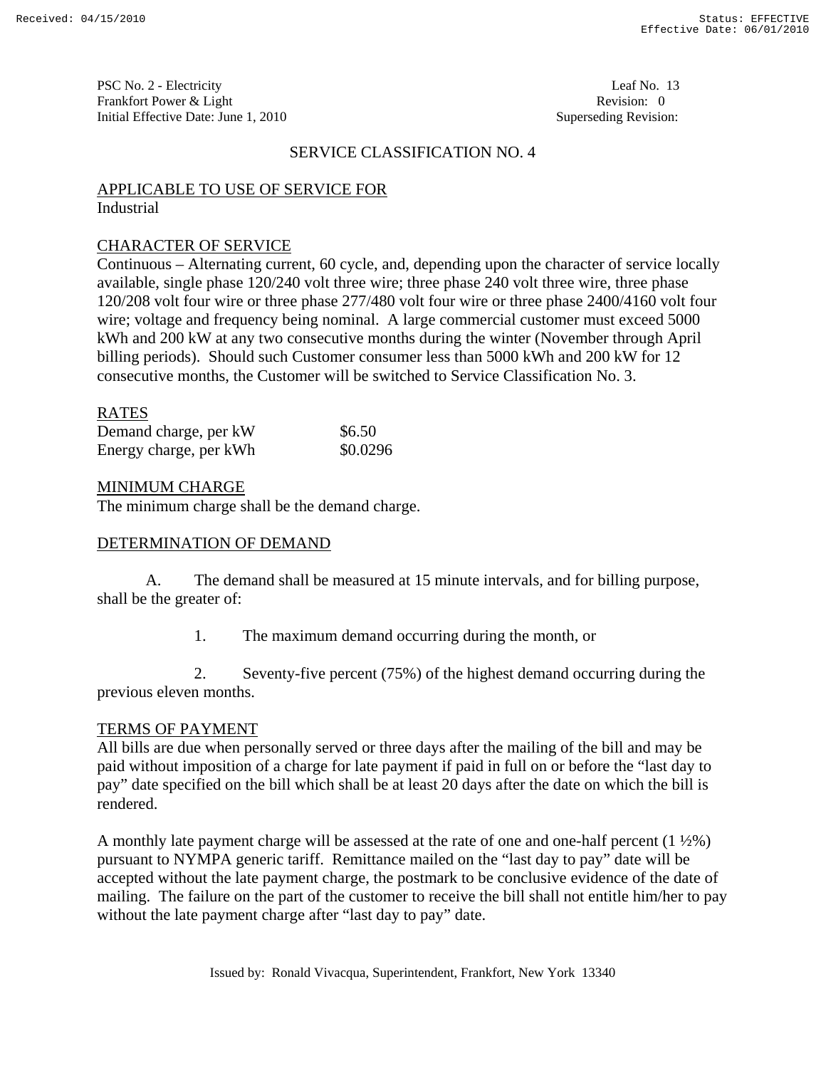PSC No. 2 - Electricity
Frankfort Power & Light
Initial Effective Date: June 1, 2010

Leaf No. 13
Revision: 0
Superseding Revision:

## SERVICE CLASSIFICATION NO. 4

### APPLICABLE TO USE OF SERVICE FOR

Industrial

### CHARACTER OF SERVICE

Continuous – Alternating current, 60 cycle, and, depending upon the character of service locally available, single phase 120/240 volt three wire; three phase 240 volt three wire, three phase 120/208 volt four wire or three phase 277/480 volt four wire or three phase 2400/4160 volt four wire; voltage and frequency being nominal. A large commercial customer must exceed 5000 kWh and 200 kW at any two consecutive months during the winter (November through April billing periods). Should such Customer consumer less than 5000 kWh and 200 kW for 12 consecutive months, the Customer will be switched to Service Classification No. 3.

### RATES

| | |
|---|---|
| Demand charge, per kW | $6.50 |
| Energy charge, per kWh | $0.0296 |

### MINIMUM CHARGE

The minimum charge shall be the demand charge.

### DETERMINATION OF DEMAND

A. The demand shall be measured at 15 minute intervals, and for billing purpose, shall be the greater of:

1. The maximum demand occurring during the month, or

2. Seventy-five percent (75%) of the highest demand occurring during the previous eleven months.

### TERMS OF PAYMENT

All bills are due when personally served or three days after the mailing of the bill and may be paid without imposition of a charge for late payment if paid in full on or before the "last day to pay" date specified on the bill which shall be at least 20 days after the date on which the bill is rendered.

A monthly late payment charge will be assessed at the rate of one and one-half percent (1 ½%) pursuant to NYMPA generic tariff. Remittance mailed on the "last day to pay" date will be accepted without the late payment charge, the postmark to be conclusive evidence of the date of mailing. The failure on the part of the customer to receive the bill shall not entitle him/her to pay without the late payment charge after "last day to pay" date.

Issued by: Ronald Vivacqua, Superintendent, Frankfort, New York 13340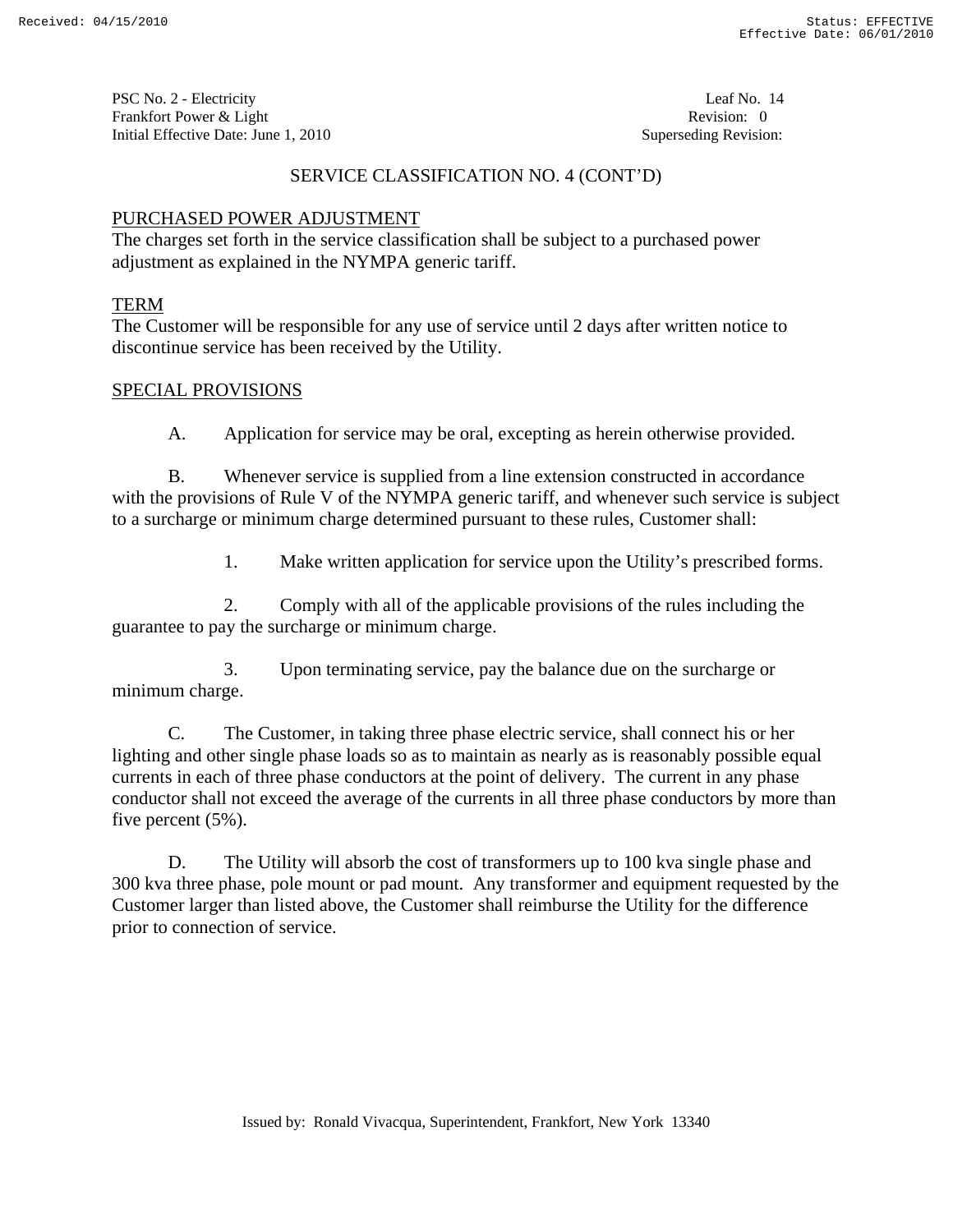PSC No. 2 - Electricity
Frankfort Power & Light
Initial Effective Date: June 1, 2010

Leaf No. 14
Revision: 0
Superseding Revision:

## SERVICE CLASSIFICATION NO. 4 (CONT'D)

### PURCHASED POWER ADJUSTMENT

The charges set forth in the service classification shall be subject to a purchased power adjustment as explained in the NYMPA generic tariff.

### TERM

The Customer will be responsible for any use of service until 2 days after written notice to discontinue service has been received by the Utility.

### SPECIAL PROVISIONS

A. Application for service may be oral, excepting as herein otherwise provided.

B. Whenever service is supplied from a line extension constructed in accordance with the provisions of Rule V of the NYMPA generic tariff, and whenever such service is subject to a surcharge or minimum charge determined pursuant to these rules, Customer shall:

1. Make written application for service upon the Utility's prescribed forms.

2. Comply with all of the applicable provisions of the rules including the guarantee to pay the surcharge or minimum charge.

3. Upon terminating service, pay the balance due on the surcharge or minimum charge.

C. The Customer, in taking three phase electric service, shall connect his or her lighting and other single phase loads so as to maintain as nearly as is reasonably possible equal currents in each of three phase conductors at the point of delivery. The current in any phase conductor shall not exceed the average of the currents in all three phase conductors by more than five percent (5%).

D. The Utility will absorb the cost of transformers up to 100 kva single phase and 300 kva three phase, pole mount or pad mount. Any transformer and equipment requested by the Customer larger than listed above, the Customer shall reimburse the Utility for the difference prior to connection of service.

Issued by: Ronald Vivacqua, Superintendent, Frankfort, New York 13340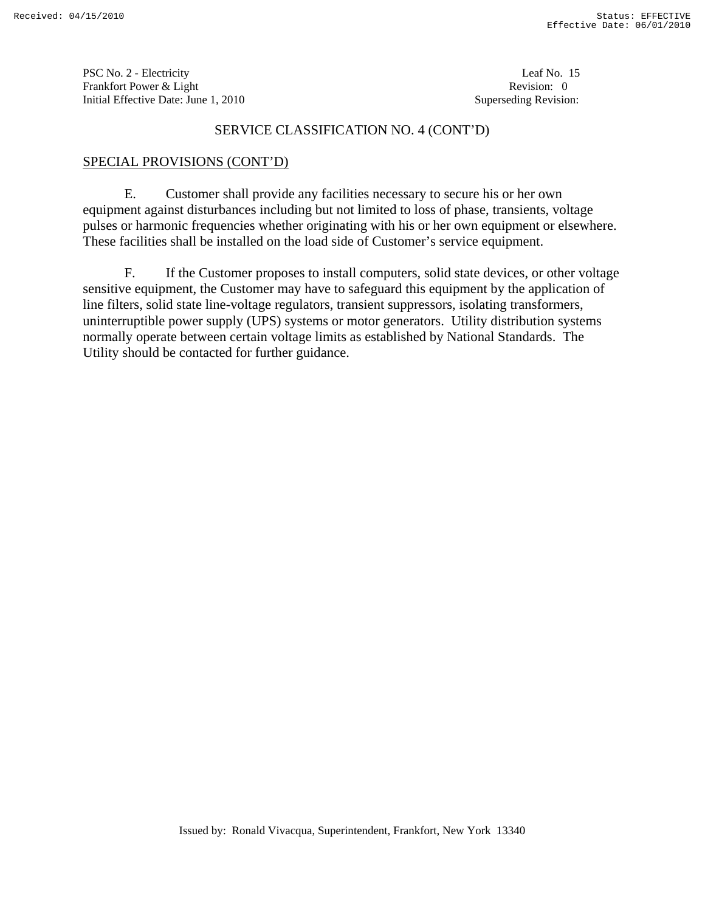## SERVICE CLASSIFICATION NO. 4 (CONT'D)

SPECIAL PROVISIONS (CONT'D)

E. Customer shall provide any facilities necessary to secure his or her own equipment against disturbances including but not limited to loss of phase, transients, voltage pulses or harmonic frequencies whether originating with his or her own equipment or elsewhere. These facilities shall be installed on the load side of Customer's service equipment.

F. If the Customer proposes to install computers, solid state devices, or other voltage sensitive equipment, the Customer may have to safeguard this equipment by the application of line filters, solid state line-voltage regulators, transient suppressors, isolating transformers, uninterruptible power supply (UPS) systems or motor generators. Utility distribution systems normally operate between certain voltage limits as established by National Standards. The Utility should be contacted for further guidance.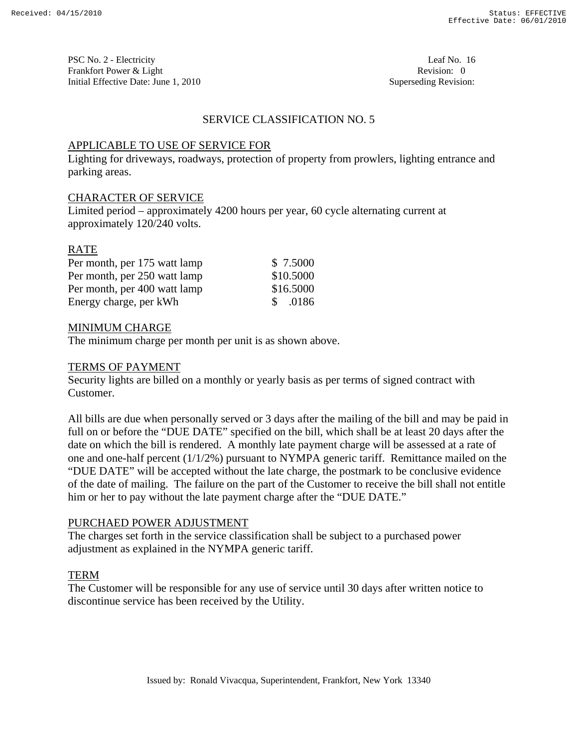PSC No. 2 - Electricity
Frankfort Power & Light
Initial Effective Date: June 1, 2010

Leaf No. 16
Revision: 0
Superseding Revision:

## SERVICE CLASSIFICATION NO. 5

### APPLICABLE TO USE OF SERVICE FOR

Lighting for driveways, roadways, protection of property from prowlers, lighting entrance and parking areas.

### CHARACTER OF SERVICE

Limited period – approximately 4200 hours per year, 60 cycle alternating current at approximately 120/240 volts.

### RATE

| | |
|---|---|
| Per month, per 175 watt lamp | $ 7.5000 |
| Per month, per 250 watt lamp | $10.5000 |
| Per month, per 400 watt lamp | $16.5000 |
| Energy charge, per kWh | $ .0186 |

### MINIMUM CHARGE

The minimum charge per month per unit is as shown above.

### TERMS OF PAYMENT

Security lights are billed on a monthly or yearly basis as per terms of signed contract with Customer.

All bills are due when personally served or 3 days after the mailing of the bill and may be paid in full on or before the "DUE DATE" specified on the bill, which shall be at least 20 days after the date on which the bill is rendered. A monthly late payment charge will be assessed at a rate of one and one-half percent (1/1/2%) pursuant to NYMPA generic tariff. Remittance mailed on the "DUE DATE" will be accepted without the late charge, the postmark to be conclusive evidence of the date of mailing. The failure on the part of the Customer to receive the bill shall not entitle him or her to pay without the late payment charge after the "DUE DATE."

### PURCHAED POWER ADJUSTMENT

The charges set forth in the service classification shall be subject to a purchased power adjustment as explained in the NYMPA generic tariff.

### TERM

The Customer will be responsible for any use of service until 30 days after written notice to discontinue service has been received by the Utility.

Issued by: Ronald Vivacqua, Superintendent, Frankfort, New York 13340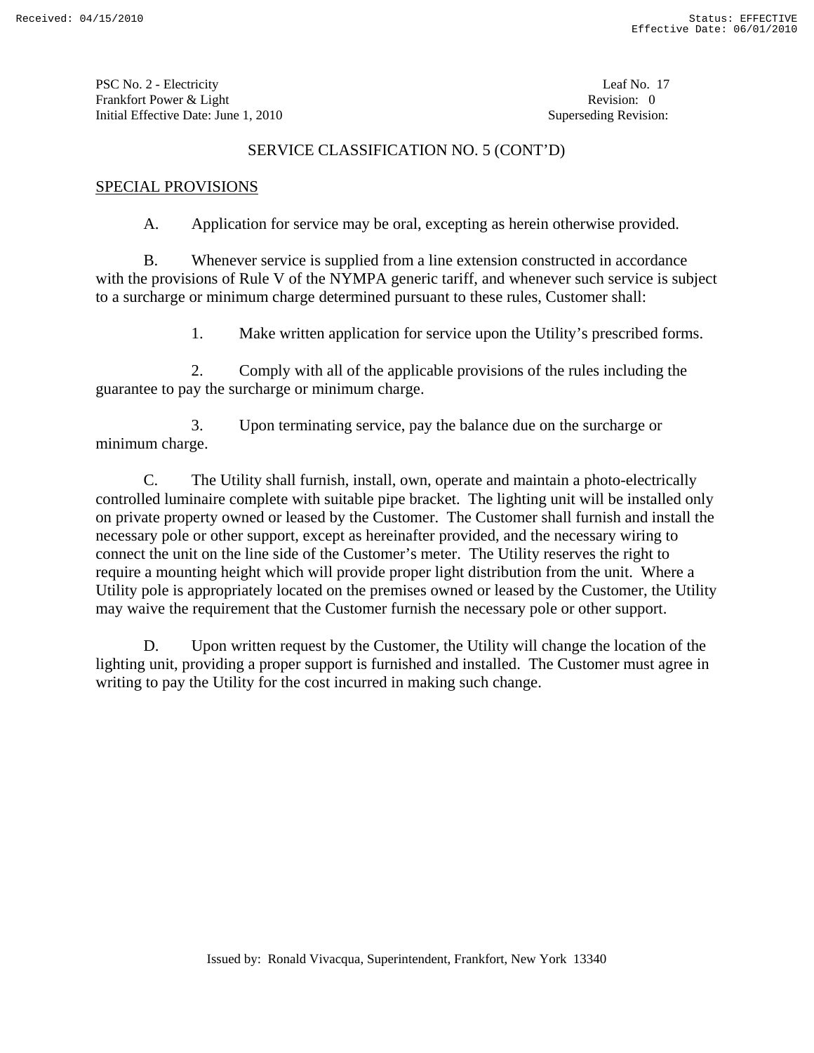PSC No. 2 - Electricity
Frankfort Power & Light
Initial Effective Date: June 1, 2010

Leaf No. 17
Revision: 0
Superseding Revision:

## SERVICE CLASSIFICATION NO. 5 (CONT'D)

### SPECIAL PROVISIONS

A. Application for service may be oral, excepting as herein otherwise provided.

B. Whenever service is supplied from a line extension constructed in accordance with the provisions of Rule V of the NYMPA generic tariff, and whenever such service is subject to a surcharge or minimum charge determined pursuant to these rules, Customer shall:

1. Make written application for service upon the Utility's prescribed forms.

2. Comply with all of the applicable provisions of the rules including the guarantee to pay the surcharge or minimum charge.

3. Upon terminating service, pay the balance due on the surcharge or minimum charge.

C. The Utility shall furnish, install, own, operate and maintain a photo-electrically controlled luminaire complete with suitable pipe bracket. The lighting unit will be installed only on private property owned or leased by the Customer. The Customer shall furnish and install the necessary pole or other support, except as hereinafter provided, and the necessary wiring to connect the unit on the line side of the Customer's meter. The Utility reserves the right to require a mounting height which will provide proper light distribution from the unit. Where a Utility pole is appropriately located on the premises owned or leased by the Customer, the Utility may waive the requirement that the Customer furnish the necessary pole or other support.

D. Upon written request by the Customer, the Utility will change the location of the lighting unit, providing a proper support is furnished and installed. The Customer must agree in writing to pay the Utility for the cost incurred in making such change.

Issued by: Ronald Vivacqua, Superintendent, Frankfort, New York 13340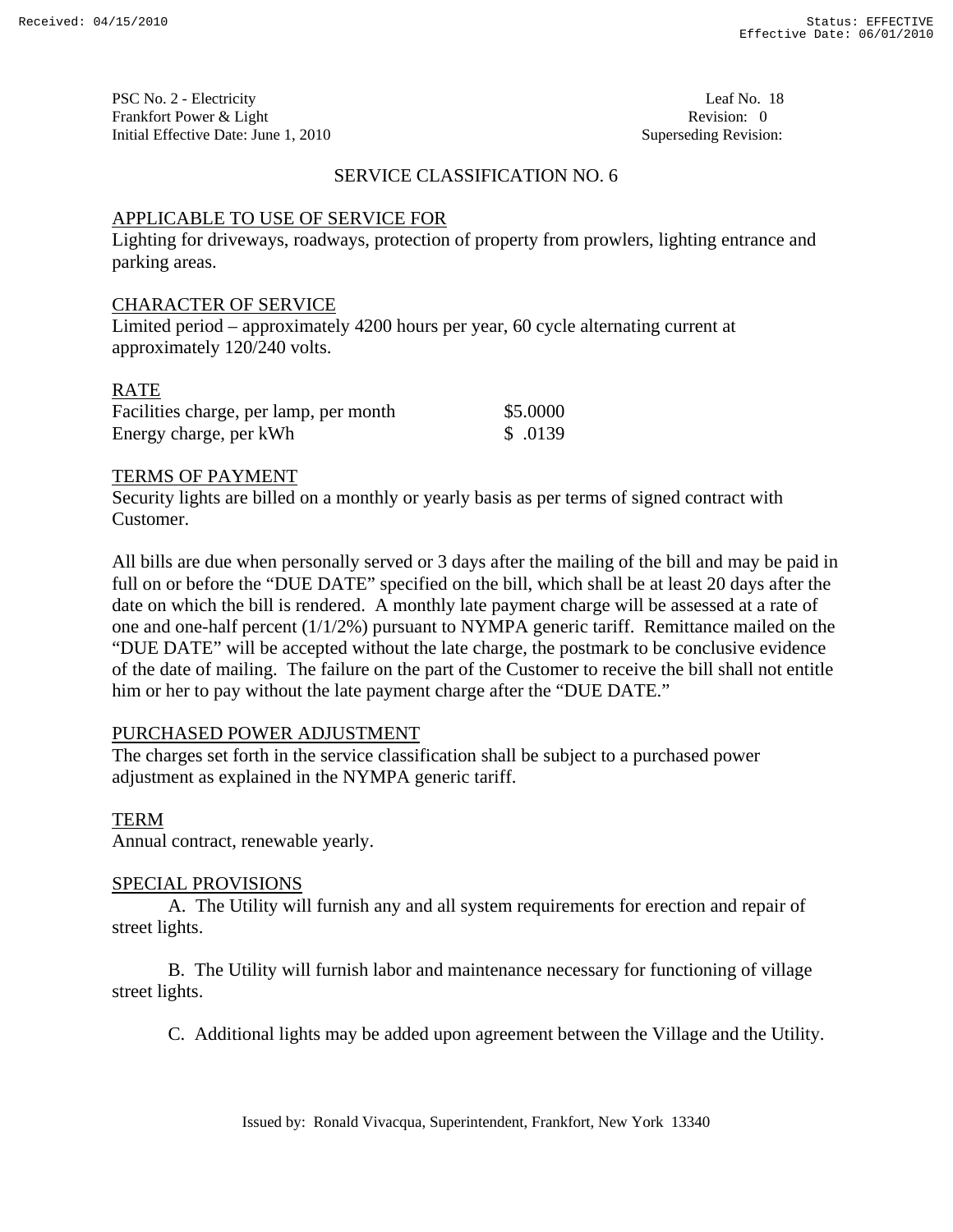PSC No. 2 - Electricity
Frankfort Power & Light
Initial Effective Date: June 1, 2010

Leaf No. 18
Revision: 0
Superseding Revision:

# SERVICE CLASSIFICATION NO. 6

## APPLICABLE TO USE OF SERVICE FOR

Lighting for driveways, roadways, protection of property from prowlers, lighting entrance and parking areas.

## CHARACTER OF SERVICE

Limited period – approximately 4200 hours per year, 60 cycle alternating current at approximately 120/240 volts.

## RATE

| | |
|---|---|
| Facilities charge, per lamp, per month | $5.0000 |
| Energy charge, per kWh | $ .0139 |

## TERMS OF PAYMENT

Security lights are billed on a monthly or yearly basis as per terms of signed contract with Customer.

All bills are due when personally served or 3 days after the mailing of the bill and may be paid in full on or before the "DUE DATE" specified on the bill, which shall be at least 20 days after the date on which the bill is rendered. A monthly late payment charge will be assessed at a rate of one and one-half percent (1/1/2%) pursuant to NYMPA generic tariff. Remittance mailed on the "DUE DATE" will be accepted without the late charge, the postmark to be conclusive evidence of the date of mailing. The failure on the part of the Customer to receive the bill shall not entitle him or her to pay without the late payment charge after the "DUE DATE."

## PURCHASED POWER ADJUSTMENT

The charges set forth in the service classification shall be subject to a purchased power adjustment as explained in the NYMPA generic tariff.

## TERM

Annual contract, renewable yearly.

## SPECIAL PROVISIONS

A. The Utility will furnish any and all system requirements for erection and repair of street lights.

B. The Utility will furnish labor and maintenance necessary for functioning of village street lights.

C. Additional lights may be added upon agreement between the Village and the Utility.

Issued by: Ronald Vivacqua, Superintendent, Frankfort, New York 13340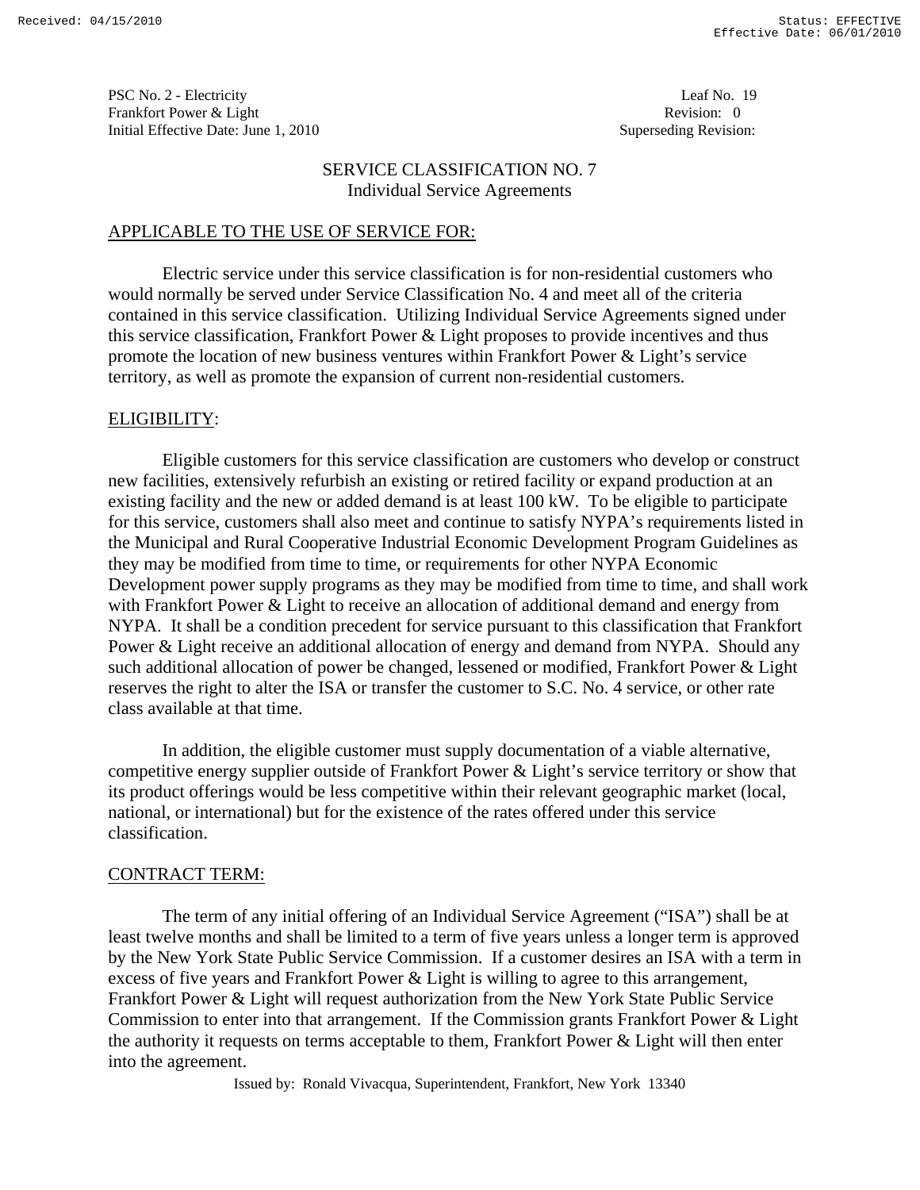# SERVICE CLASSIFICATION NO. 7
## Individual Service Agreements

### APPLICABLE TO THE USE OF SERVICE FOR:

Electric service under this service classification is for non-residential customers who would normally be served under Service Classification No. 4 and meet all of the criteria contained in this service classification. Utilizing Individual Service Agreements signed under this service classification, Frankfort Power & Light proposes to provide incentives and thus promote the location of new business ventures within Frankfort Power & Light's service territory, as well as promote the expansion of current non-residential customers.

### ELIGIBILITY:

Eligible customers for this service classification are customers who develop or construct new facilities, extensively refurbish an existing or retired facility or expand production at an existing facility and the new or added demand is at least 100 kW. To be eligible to participate for this service, customers shall also meet and continue to satisfy NYPA's requirements listed in the Municipal and Rural Cooperative Industrial Economic Development Program Guidelines as they may be modified from time to time, or requirements for other NYPA Economic Development power supply programs as they may be modified from time to time, and shall work with Frankfort Power & Light to receive an allocation of additional demand and energy from NYPA. It shall be a condition precedent for service pursuant to this classification that Frankfort Power & Light receive an additional allocation of energy and demand from NYPA. Should any such additional allocation of power be changed, lessened or modified, Frankfort Power & Light reserves the right to alter the ISA or transfer the customer to S.C. No. 4 service, or other rate class available at that time.

In addition, the eligible customer must supply documentation of a viable alternative, competitive energy supplier outside of Frankfort Power & Light's service territory or show that its product offerings would be less competitive within their relevant geographic market (local, national, or international) but for the existence of the rates offered under this service classification.

### CONTRACT TERM:

The term of any initial offering of an Individual Service Agreement ("ISA") shall be at least twelve months and shall be limited to a term of five years unless a longer term is approved by the New York State Public Service Commission. If a customer desires an ISA with a term in excess of five years and Frankfort Power & Light is willing to agree to this arrangement, Frankfort Power & Light will request authorization from the New York State Public Service Commission to enter into that arrangement. If the Commission grants Frankfort Power & Light the authority it requests on terms acceptable to them, Frankfort Power & Light will then enter into the agreement.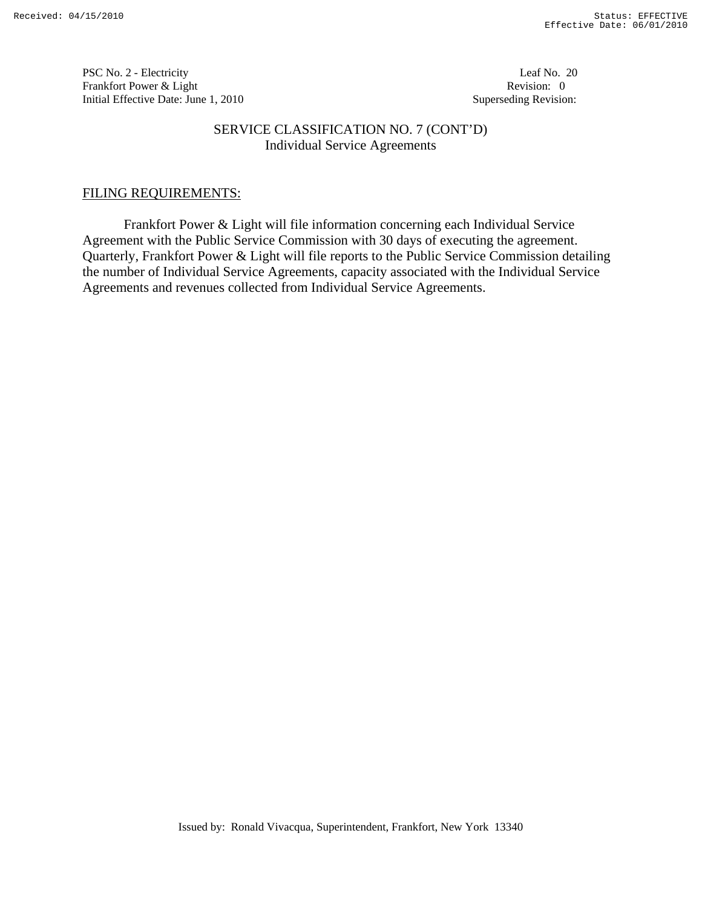PSC No. 2 - Electricity
Frankfort Power & Light
Initial Effective Date: June 1, 2010

Leaf No. 20
Revision: 0
Superseding Revision:

## SERVICE CLASSIFICATION NO. 7 (CONT'D)
### Individual Service Agreements

FILING REQUIREMENTS:

Frankfort Power & Light will file information concerning each Individual Service Agreement with the Public Service Commission with 30 days of executing the agreement. Quarterly, Frankfort Power & Light will file reports to the Public Service Commission detailing the number of Individual Service Agreements, capacity associated with the Individual Service Agreements and revenues collected from Individual Service Agreements.

Issued by: Ronald Vivacqua, Superintendent, Frankfort, New York 13340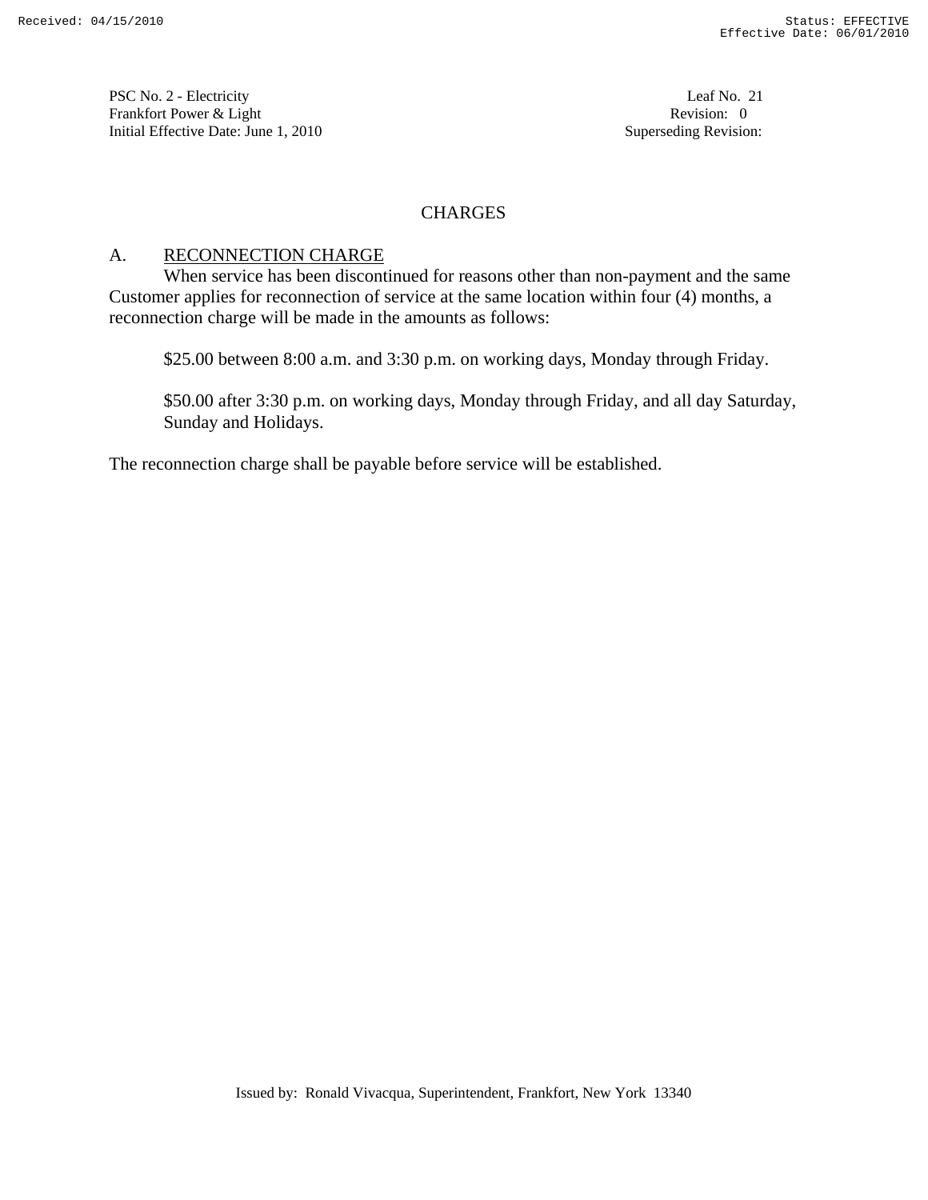# CHARGES

## A. RECONNECTION CHARGE

When service has been discontinued for reasons other than non-payment and the same Customer applies for reconnection of service at the same location within four (4) months, a reconnection charge will be made in the amounts as follows:

$25.00 between 8:00 a.m. and 3:30 p.m. on working days, Monday through Friday.

$50.00 after 3:30 p.m. on working days, Monday through Friday, and all day Saturday, Sunday and Holidays.

The reconnection charge shall be payable before service will be established.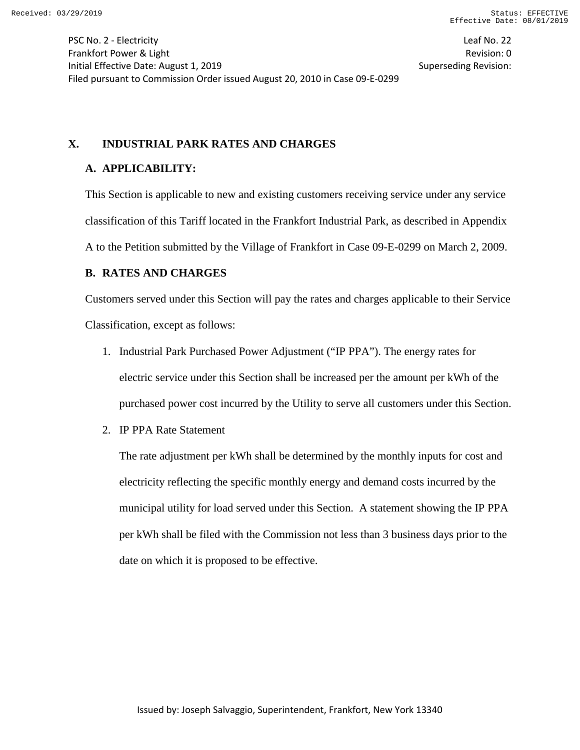## X. INDUSTRIAL PARK RATES AND CHARGES

### A. APPLICABILITY:

This Section is applicable to new and existing customers receiving service under any service classification of this Tariff located in the Frankfort Industrial Park, as described in Appendix A to the Petition submitted by the Village of Frankfort in Case 09-E-0299 on March 2, 2009.

### B. RATES AND CHARGES

Customers served under this Section will pay the rates and charges applicable to their Service Classification, except as follows:

1. Industrial Park Purchased Power Adjustment ("IP PPA"). The energy rates for electric service under this Section shall be increased per the amount per kWh of the purchased power cost incurred by the Utility to serve all customers under this Section.
2. IP PPA Rate Statement

   The rate adjustment per kWh shall be determined by the monthly inputs for cost and electricity reflecting the specific monthly energy and demand costs incurred by the municipal utility for load served under this Section. A statement showing the IP PPA per kWh shall be filed with the Commission not less than 3 business days prior to the date on which it is proposed to be effective.